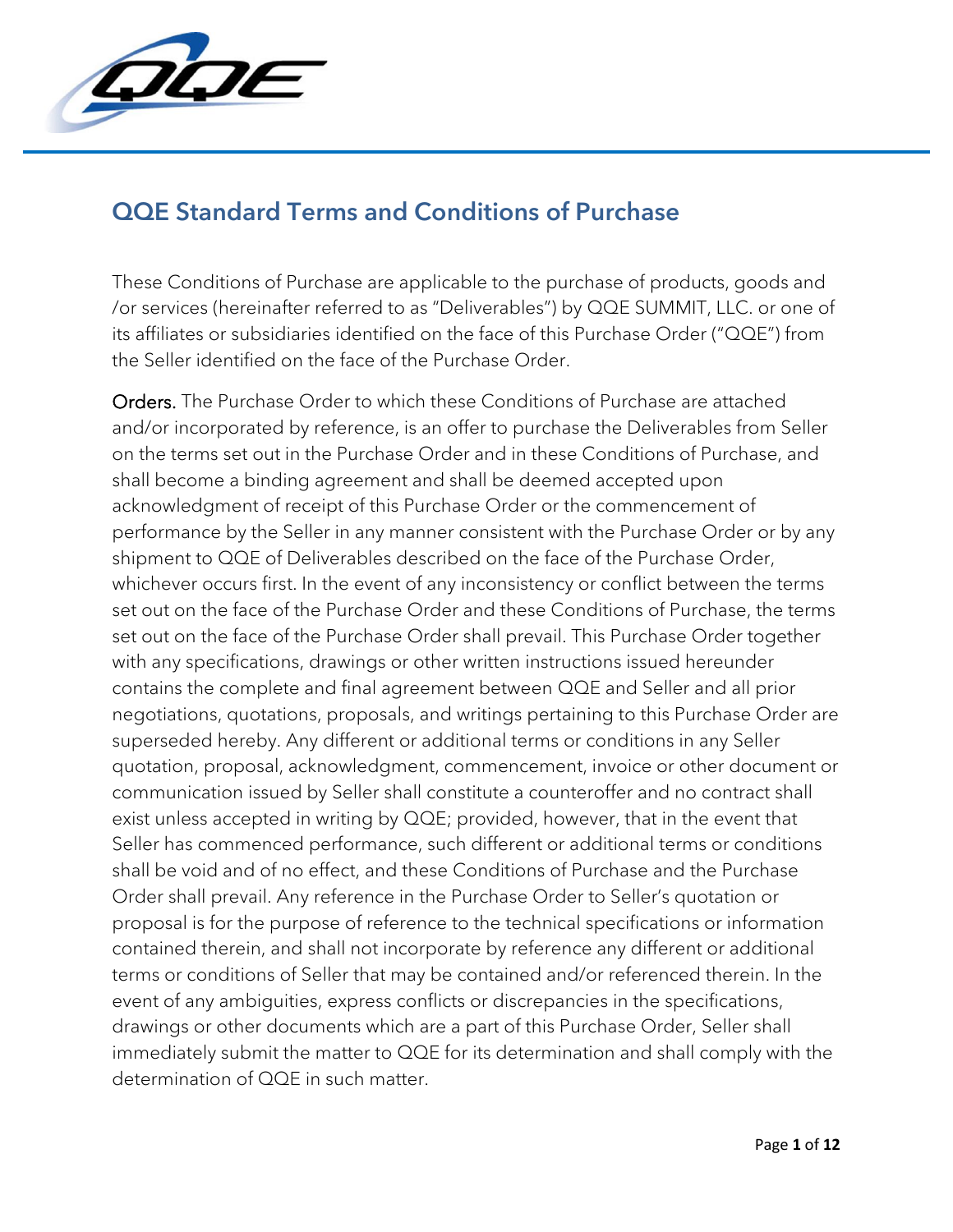# QQE Standard Terms and Conditions of Purchase

These Conditions of Purchase are applicable to the purchase of products, goods and /or services (hereinafter referred to as "Deliverables") by QQE SUMMIT, LLC. or one of its affiliates or subsidiaries identified on the face of this Purchase Order ("QQE") from the Seller identified on the face of the Purchase Order.

**Orders.** The Purchase Order to which these Conditions of Purchase are attached and/or incorporated by reference, is an offer to purchase the Deliverables from Seller on the terms set out in the Purchase Order and in these Conditions of Purchase, and shall become a binding agreement and shall be deemed accepted upon acknowledgment of receipt of this Purchase Order or the commencement of performance by the Seller in any manner consistent with the Purchase Order or by any shipment to QQE of Deliverables described on the face of the Purchase Order, whichever occurs first. In the event of any inconsistency or conflict between the terms set out on the face of the Purchase Order and these Conditions of Purchase, the terms set out on the face of the Purchase Order shall prevail. This Purchase Order together with any specifications, drawings or other written instructions issued hereunder contains the complete and final agreement between QQE and Seller and all prior negotiations, quotations, proposals, and writings pertaining to this Purchase Order are superseded hereby. Any different or additional terms or conditions in any Seller quotation, proposal, acknowledgment, commencement, invoice or other document or communication issued by Seller shall constitute a counteroffer and no contract shall exist unless accepted in writing by QQE; provided, however, that in the event that Seller has commenced performance, such different or additional terms or conditions shall be void and of no effect, and these Conditions of Purchase and the Purchase Order shall prevail. Any reference in the Purchase Order to Seller's quotation or proposal is for the purpose of reference to the technical specifications or information contained therein, and shall not incorporate by reference any different or additional terms or conditions of Seller that may be contained and/or referenced therein. In the event of any ambiguities, express conflicts or discrepancies in the specifications, drawings or other documents which are a part of this Purchase Order, Seller shall immediately submit the matter to QQE for its determination and shall comply with the determination of QQE in such matter.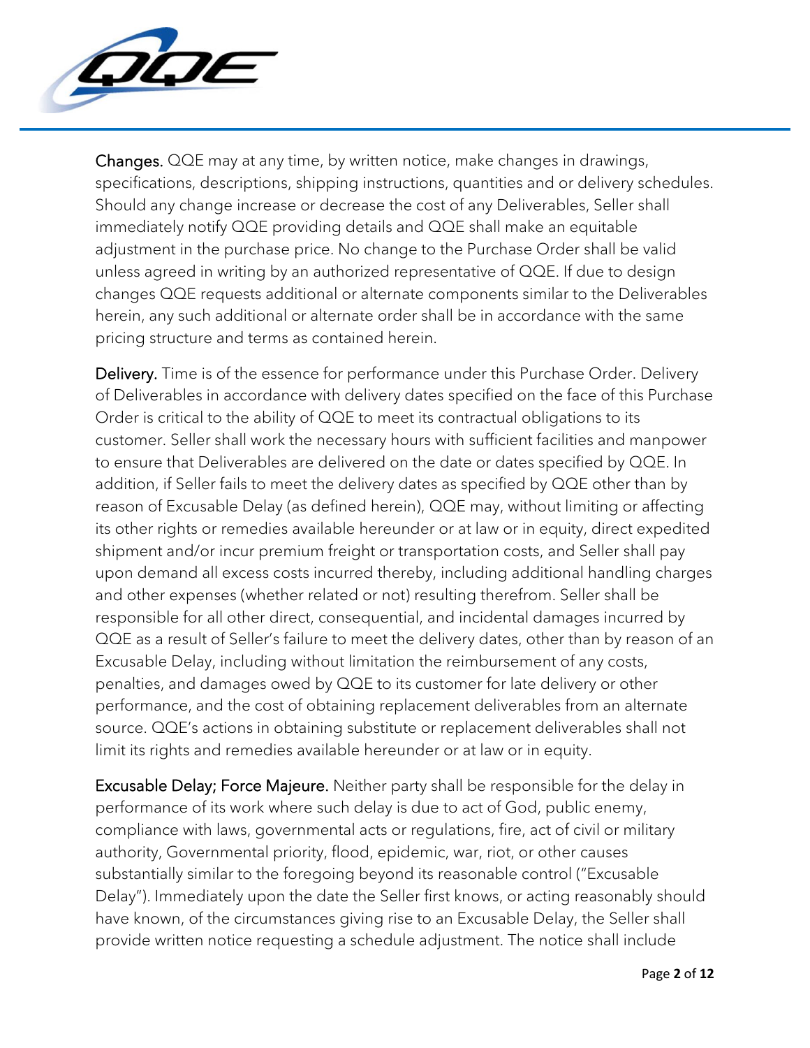**Changes.** QQE may at any time, by written notice, make changes in drawings, specifications, descriptions, shipping instructions, quantities and or delivery schedules. Should any change increase or decrease the cost of any Deliverables, Seller shall immediately notify QQE providing details and QQE shall make an equitable adjustment in the purchase price. No change to the Purchase Order shall be valid unless agreed in writing by an authorized representative of QQE. If due to design changes QQE requests additional or alternate components similar to the Deliverables herein, any such additional or alternate order shall be in accordance with the same pricing structure and terms as contained herein.

**Delivery.** Time is of the essence for performance under this Purchase Order. Delivery of Deliverables in accordance with delivery dates specified on the face of this Purchase Order is critical to the ability of QQE to meet its contractual obligations to its customer. Seller shall work the necessary hours with sufficient facilities and manpower to ensure that Deliverables are delivered on the date or dates specified by QQE. In addition, if Seller fails to meet the delivery dates as specified by QQE other than by reason of Excusable Delay (as defined herein), QQE may, without limiting or affecting its other rights or remedies available hereunder or at law or in equity, direct expedited shipment and/or incur premium freight or transportation costs, and Seller shall pay upon demand all excess costs incurred thereby, including additional handling charges and other expenses (whether related or not) resulting therefrom. Seller shall be responsible for all other direct, consequential, and incidental damages incurred by QQE as a result of Seller's failure to meet the delivery dates, other than by reason of an Excusable Delay, including without limitation the reimbursement of any costs, penalties, and damages owed by QQE to its customer for late delivery or other performance, and the cost of obtaining replacement deliverables from an alternate source. QQE's actions in obtaining substitute or replacement deliverables shall not limit its rights and remedies available hereunder or at law or in equity.

**Excusable Delay; Force Majeure.** Neither party shall be responsible for the delay in performance of its work where such delay is due to act of God, public enemy, compliance with laws, governmental acts or regulations, fire, act of civil or military authority, Governmental priority, flood, epidemic, war, riot, or other causes substantially similar to the foregoing beyond its reasonable control ("Excusable Delay"). Immediately upon the date the Seller first knows, or acting reasonably should have known, of the circumstances giving rise to an Excusable Delay, the Seller shall provide written notice requesting a schedule adjustment. The notice shall include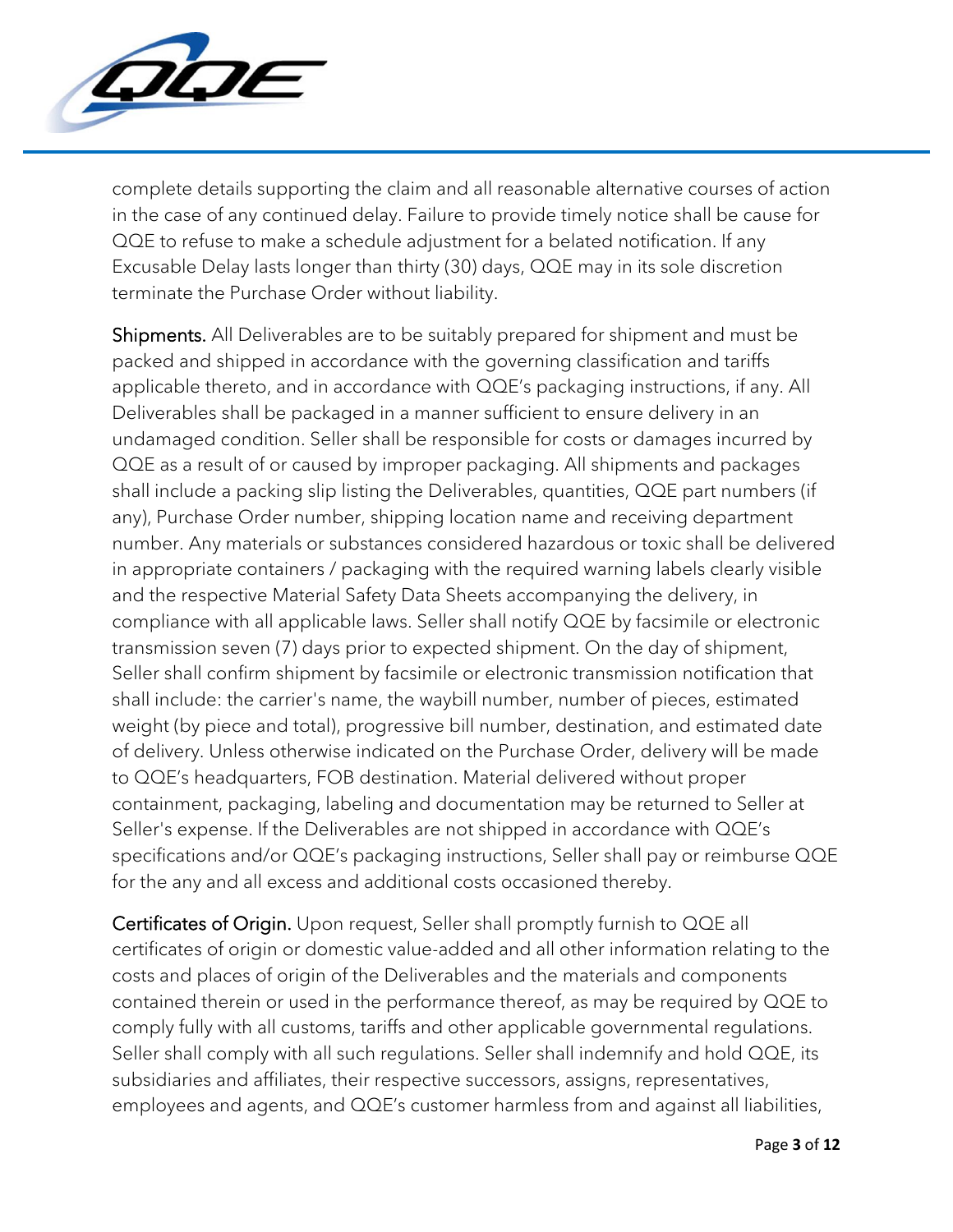complete details supporting the claim and all reasonable alternative courses of action in the case of any continued delay. Failure to provide timely notice shall be cause for QQE to refuse to make a schedule adjustment for a belated notification. If any Excusable Delay lasts longer than thirty (30) days, QQE may in its sole discretion terminate the Purchase Order without liability.

**Shipments.** All Deliverables are to be suitably prepared for shipment and must be packed and shipped in accordance with the governing classification and tariffs applicable thereto, and in accordance with QQE's packaging instructions, if any. All Deliverables shall be packaged in a manner sufficient to ensure delivery in an undamaged condition. Seller shall be responsible for costs or damages incurred by QQE as a result of or caused by improper packaging. All shipments and packages shall include a packing slip listing the Deliverables, quantities, QQE part numbers (if any), Purchase Order number, shipping location name and receiving department number. Any materials or substances considered hazardous or toxic shall be delivered in appropriate containers / packaging with the required warning labels clearly visible and the respective Material Safety Data Sheets accompanying the delivery, in compliance with all applicable laws. Seller shall notify QQE by facsimile or electronic transmission seven (7) days prior to expected shipment. On the day of shipment, Seller shall confirm shipment by facsimile or electronic transmission notification that shall include: the carrier's name, the waybill number, number of pieces, estimated weight (by piece and total), progressive bill number, destination, and estimated date of delivery. Unless otherwise indicated on the Purchase Order, delivery will be made to QQE's headquarters, FOB destination. Material delivered without proper containment, packaging, labeling and documentation may be returned to Seller at Seller's expense. If the Deliverables are not shipped in accordance with QQE's specifications and/or QQE's packaging instructions, Seller shall pay or reimburse QQE for the any and all excess and additional costs occasioned thereby.

**Certificates of Origin.** Upon request, Seller shall promptly furnish to QQE all certificates of origin or domestic value-added and all other information relating to the costs and places of origin of the Deliverables and the materials and components contained therein or used in the performance thereof, as may be required by QQE to comply fully with all customs, tariffs and other applicable governmental regulations. Seller shall comply with all such regulations. Seller shall indemnify and hold QQE, its subsidiaries and affiliates, their respective successors, assigns, representatives, employees and agents, and QQE's customer harmless from and against all liabilities,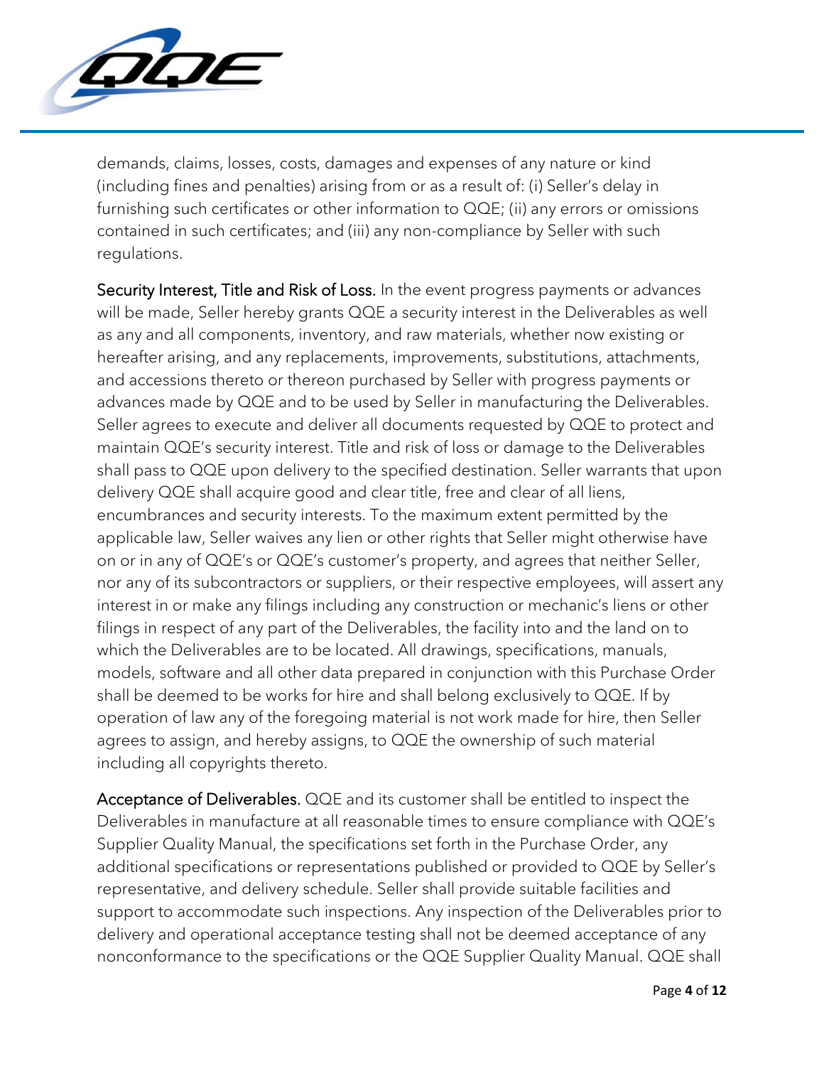demands, claims, losses, costs, damages and expenses of any nature or kind (including fines and penalties) arising from or as a result of: (i) Seller's delay in furnishing such certificates or other information to QQE; (ii) any errors or omissions contained in such certificates; and (iii) any non-compliance by Seller with such regulations.

**Security Interest, Title and Risk of Loss.** In the event progress payments or advances will be made, Seller hereby grants QQE a security interest in the Deliverables as well as any and all components, inventory, and raw materials, whether now existing or hereafter arising, and any replacements, improvements, substitutions, attachments, and accessions thereto or thereon purchased by Seller with progress payments or advances made by QQE and to be used by Seller in manufacturing the Deliverables. Seller agrees to execute and deliver all documents requested by QQE to protect and maintain QQE's security interest. Title and risk of loss or damage to the Deliverables shall pass to QQE upon delivery to the specified destination. Seller warrants that upon delivery QQE shall acquire good and clear title, free and clear of all liens, encumbrances and security interests. To the maximum extent permitted by the applicable law, Seller waives any lien or other rights that Seller might otherwise have on or in any of QQE's or QQE's customer's property, and agrees that neither Seller, nor any of its subcontractors or suppliers, or their respective employees, will assert any interest in or make any filings including any construction or mechanic's liens or other filings in respect of any part of the Deliverables, the facility into and the land on to which the Deliverables are to be located. All drawings, specifications, manuals, models, software and all other data prepared in conjunction with this Purchase Order shall be deemed to be works for hire and shall belong exclusively to QQE. If by operation of law any of the foregoing material is not work made for hire, then Seller agrees to assign, and hereby assigns, to QQE the ownership of such material including all copyrights thereto.

**Acceptance of Deliverables.** QQE and its customer shall be entitled to inspect the Deliverables in manufacture at all reasonable times to ensure compliance with QQE's Supplier Quality Manual, the specifications set forth in the Purchase Order, any additional specifications or representations published or provided to QQE by Seller's representative, and delivery schedule. Seller shall provide suitable facilities and support to accommodate such inspections. Any inspection of the Deliverables prior to delivery and operational acceptance testing shall not be deemed acceptance of any nonconformance to the specifications or the QQE Supplier Quality Manual. QQE shall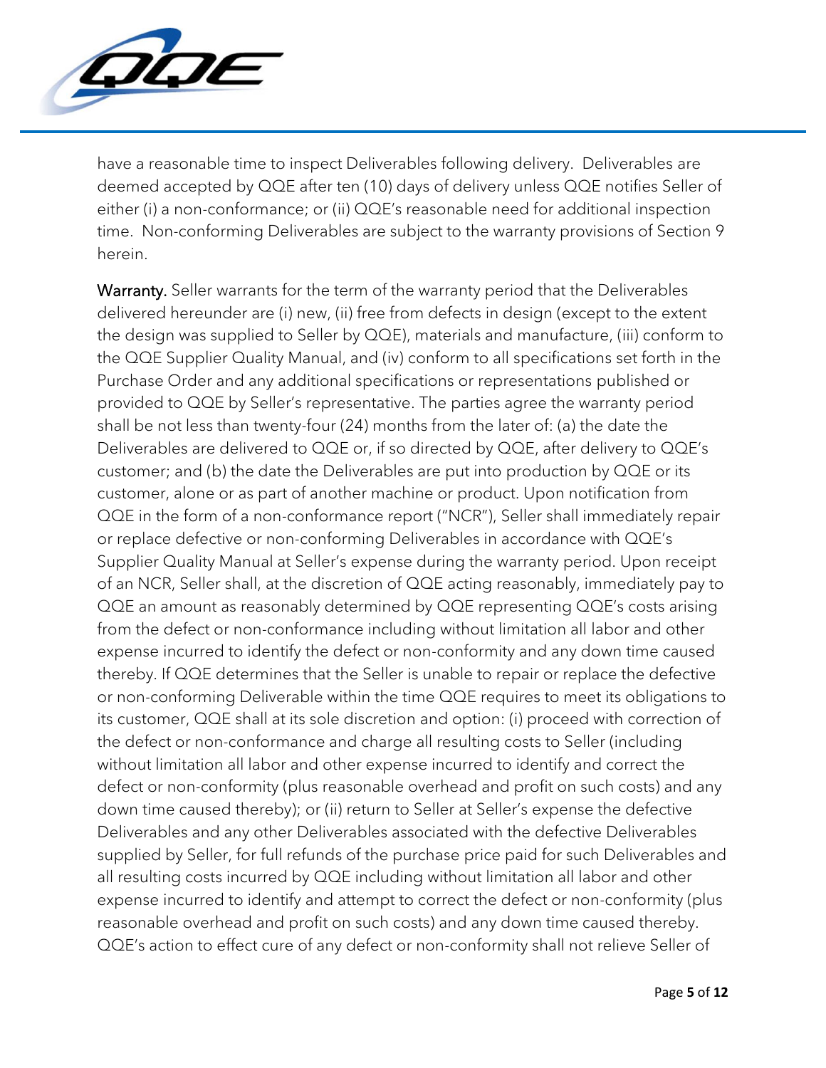have a reasonable time to inspect Deliverables following delivery. Deliverables are deemed accepted by QQE after ten (10) days of delivery unless QQE notifies Seller of either (i) a non-conformance; or (ii) QQE's reasonable need for additional inspection time. Non-conforming Deliverables are subject to the warranty provisions of Section 9 herein.

**Warranty.** Seller warrants for the term of the warranty period that the Deliverables delivered hereunder are (i) new, (ii) free from defects in design (except to the extent the design was supplied to Seller by QQE), materials and manufacture, (iii) conform to the QQE Supplier Quality Manual, and (iv) conform to all specifications set forth in the Purchase Order and any additional specifications or representations published or provided to QQE by Seller's representative. The parties agree the warranty period shall be not less than twenty-four (24) months from the later of: (a) the date the Deliverables are delivered to QQE or, if so directed by QQE, after delivery to QQE's customer; and (b) the date the Deliverables are put into production by QQE or its customer, alone or as part of another machine or product. Upon notification from QQE in the form of a non-conformance report ("NCR"), Seller shall immediately repair or replace defective or non-conforming Deliverables in accordance with QQE's Supplier Quality Manual at Seller's expense during the warranty period. Upon receipt of an NCR, Seller shall, at the discretion of QQE acting reasonably, immediately pay to QQE an amount as reasonably determined by QQE representing QQE's costs arising from the defect or non-conformance including without limitation all labor and other expense incurred to identify the defect or non-conformity and any down time caused thereby. If QQE determines that the Seller is unable to repair or replace the defective or non-conforming Deliverable within the time QQE requires to meet its obligations to its customer, QQE shall at its sole discretion and option: (i) proceed with correction of the defect or non-conformance and charge all resulting costs to Seller (including without limitation all labor and other expense incurred to identify and correct the defect or non-conformity (plus reasonable overhead and profit on such costs) and any down time caused thereby); or (ii) return to Seller at Seller's expense the defective Deliverables and any other Deliverables associated with the defective Deliverables supplied by Seller, for full refunds of the purchase price paid for such Deliverables and all resulting costs incurred by QQE including without limitation all labor and other expense incurred to identify and attempt to correct the defect or non-conformity (plus reasonable overhead and profit on such costs) and any down time caused thereby. QQE's action to effect cure of any defect or non-conformity shall not relieve Seller of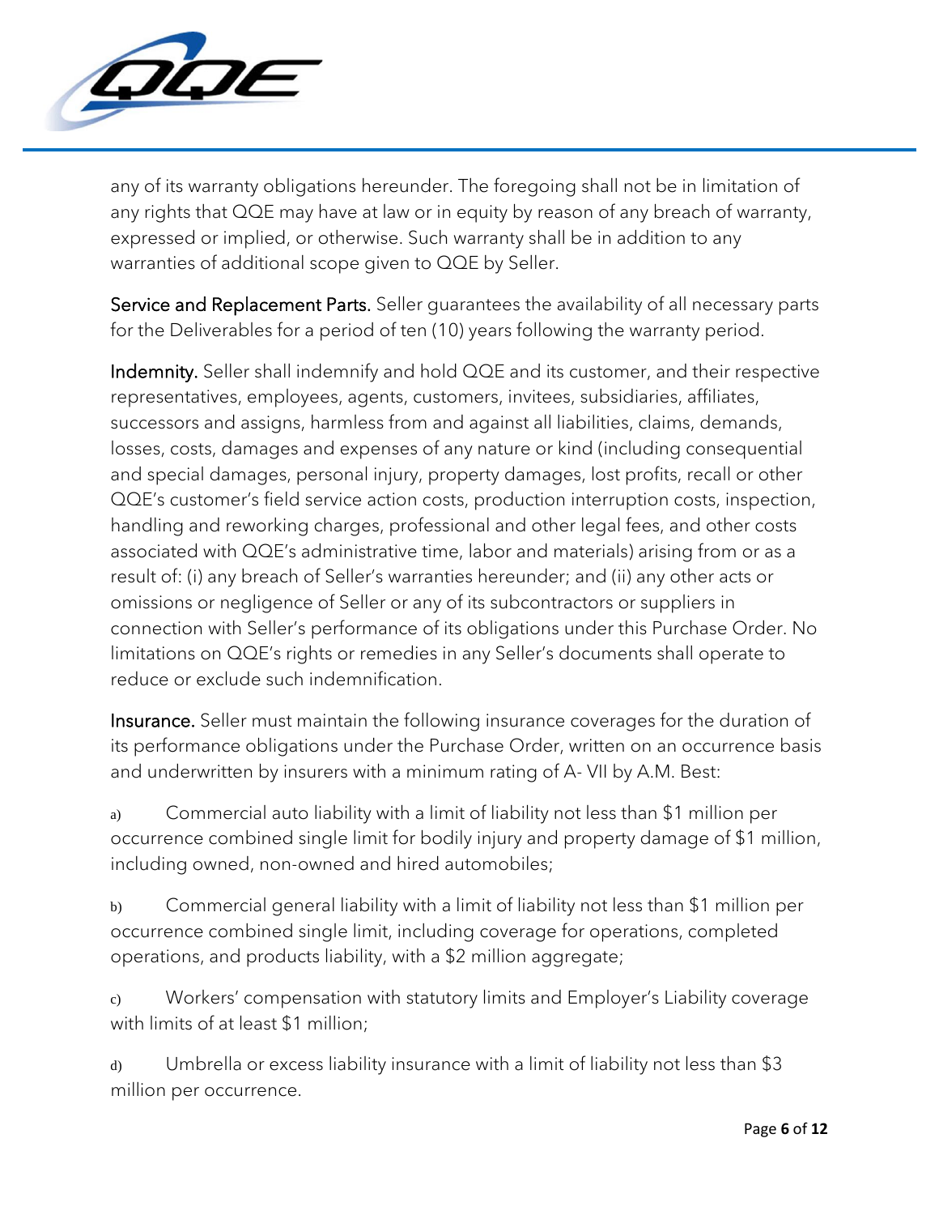any of its warranty obligations hereunder. The foregoing shall not be in limitation of any rights that QQE may have at law or in equity by reason of any breach of warranty, expressed or implied, or otherwise. Such warranty shall be in addition to any warranties of additional scope given to QQE by Seller.

**Service and Replacement Parts.** Seller guarantees the availability of all necessary parts for the Deliverables for a period of ten (10) years following the warranty period.

**Indemnity.** Seller shall indemnify and hold QQE and its customer, and their respective representatives, employees, agents, customers, invitees, subsidiaries, affiliates, successors and assigns, harmless from and against all liabilities, claims, demands, losses, costs, damages and expenses of any nature or kind (including consequential and special damages, personal injury, property damages, lost profits, recall or other QQE's customer's field service action costs, production interruption costs, inspection, handling and reworking charges, professional and other legal fees, and other costs associated with QQE's administrative time, labor and materials) arising from or as a result of: (i) any breach of Seller's warranties hereunder; and (ii) any other acts or omissions or negligence of Seller or any of its subcontractors or suppliers in connection with Seller's performance of its obligations under this Purchase Order. No limitations on QQE's rights or remedies in any Seller's documents shall operate to reduce or exclude such indemnification.

**Insurance.** Seller must maintain the following insurance coverages for the duration of its performance obligations under the Purchase Order, written on an occurrence basis and underwritten by insurers with a minimum rating of A- VII by A.M. Best:

a) Commercial auto liability with a limit of liability not less than $1 million per occurrence combined single limit for bodily injury and property damage of $1 million, including owned, non-owned and hired automobiles;

b) Commercial general liability with a limit of liability not less than $1 million per occurrence combined single limit, including coverage for operations, completed operations, and products liability, with a $2 million aggregate;

c) Workers' compensation with statutory limits and Employer's Liability coverage with limits of at least $1 million;

d) Umbrella or excess liability insurance with a limit of liability not less than $3 million per occurrence.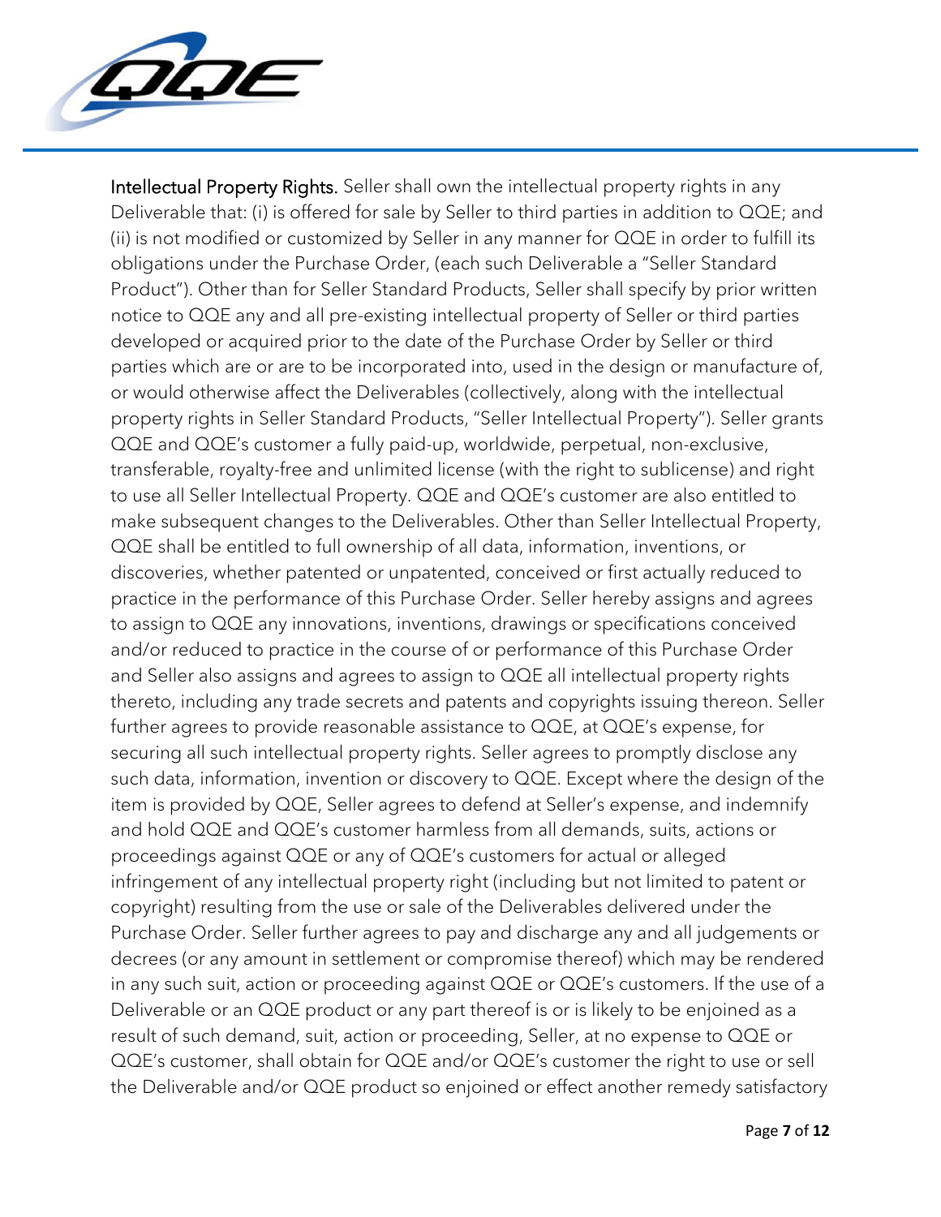Intellectual Property Rights. Seller shall own the intellectual property rights in any Deliverable that: (i) is offered for sale by Seller to third parties in addition to QQE; and (ii) is not modified or customized by Seller in any manner for QQE in order to fulfill its obligations under the Purchase Order, (each such Deliverable a "Seller Standard Product"). Other than for Seller Standard Products, Seller shall specify by prior written notice to QQE any and all pre-existing intellectual property of Seller or third parties developed or acquired prior to the date of the Purchase Order by Seller or third parties which are or are to be incorporated into, used in the design or manufacture of, or would otherwise affect the Deliverables (collectively, along with the intellectual property rights in Seller Standard Products, "Seller Intellectual Property"). Seller grants QQE and QQE's customer a fully paid-up, worldwide, perpetual, non-exclusive, transferable, royalty-free and unlimited license (with the right to sublicense) and right to use all Seller Intellectual Property. QQE and QQE's customer are also entitled to make subsequent changes to the Deliverables. Other than Seller Intellectual Property, QQE shall be entitled to full ownership of all data, information, inventions, or discoveries, whether patented or unpatented, conceived or first actually reduced to practice in the performance of this Purchase Order. Seller hereby assigns and agrees to assign to QQE any innovations, inventions, drawings or specifications conceived and/or reduced to practice in the course of or performance of this Purchase Order and Seller also assigns and agrees to assign to QQE all intellectual property rights thereto, including any trade secrets and patents and copyrights issuing thereon. Seller further agrees to provide reasonable assistance to QQE, at QQE's expense, for securing all such intellectual property rights. Seller agrees to promptly disclose any such data, information, invention or discovery to QQE. Except where the design of the item is provided by QQE, Seller agrees to defend at Seller's expense, and indemnify and hold QQE and QQE's customer harmless from all demands, suits, actions or proceedings against QQE or any of QQE's customers for actual or alleged infringement of any intellectual property right (including but not limited to patent or copyright) resulting from the use or sale of the Deliverables delivered under the Purchase Order. Seller further agrees to pay and discharge any and all judgements or decrees (or any amount in settlement or compromise thereof) which may be rendered in any such suit, action or proceeding against QQE or QQE's customers. If the use of a Deliverable or an QQE product or any part thereof is or is likely to be enjoined as a result of such demand, suit, action or proceeding, Seller, at no expense to QQE or QQE's customer, shall obtain for QQE and/or QQE's customer the right to use or sell the Deliverable and/or QQE product so enjoined or effect another remedy satisfactory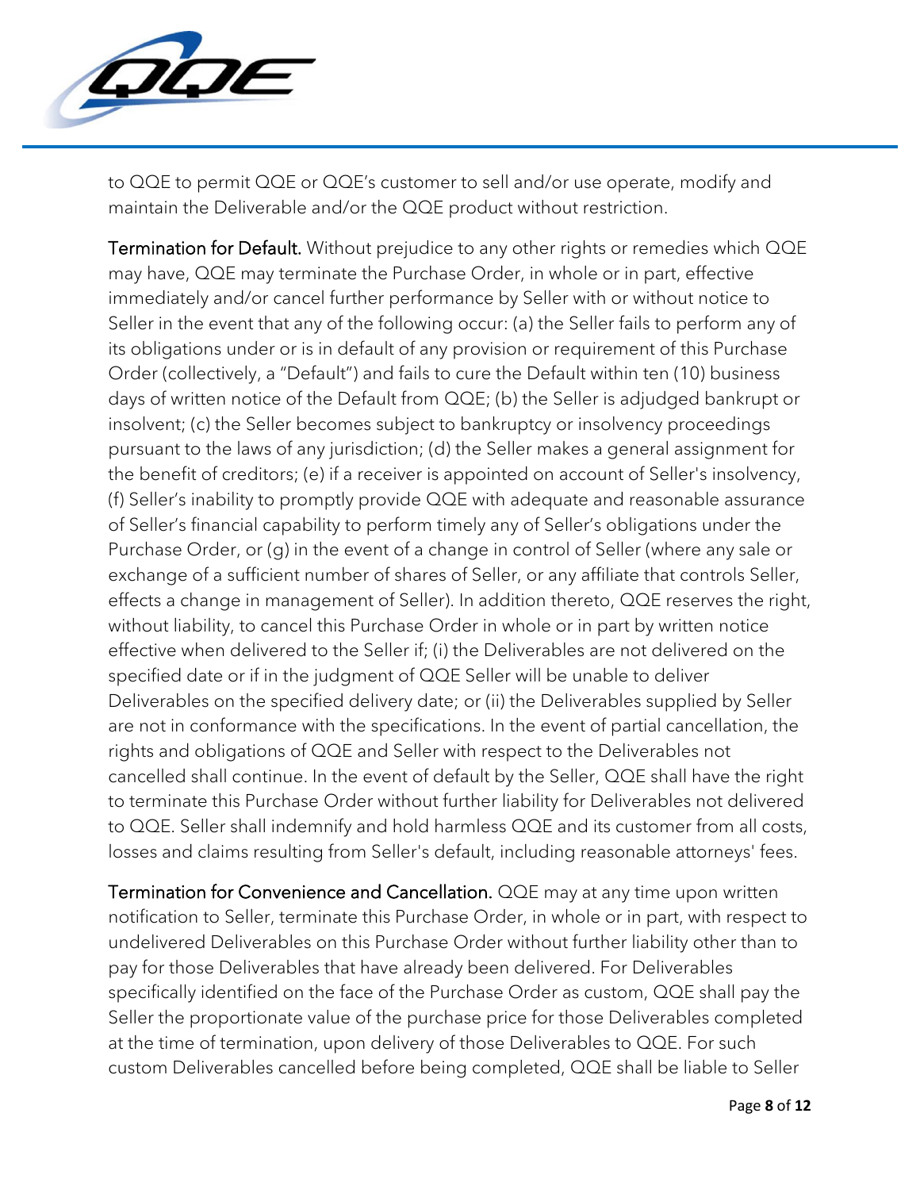to QQE to permit QQE or QQE's customer to sell and/or use operate, modify and maintain the Deliverable and/or the QQE product without restriction.

**Termination for Default.** Without prejudice to any other rights or remedies which QQE may have, QQE may terminate the Purchase Order, in whole or in part, effective immediately and/or cancel further performance by Seller with or without notice to Seller in the event that any of the following occur: (a) the Seller fails to perform any of its obligations under or is in default of any provision or requirement of this Purchase Order (collectively, a "Default") and fails to cure the Default within ten (10) business days of written notice of the Default from QQE; (b) the Seller is adjudged bankrupt or insolvent; (c) the Seller becomes subject to bankruptcy or insolvency proceedings pursuant to the laws of any jurisdiction; (d) the Seller makes a general assignment for the benefit of creditors; (e) if a receiver is appointed on account of Seller's insolvency, (f) Seller's inability to promptly provide QQE with adequate and reasonable assurance of Seller's financial capability to perform timely any of Seller's obligations under the Purchase Order, or (g) in the event of a change in control of Seller (where any sale or exchange of a sufficient number of shares of Seller, or any affiliate that controls Seller, effects a change in management of Seller). In addition thereto, QQE reserves the right, without liability, to cancel this Purchase Order in whole or in part by written notice effective when delivered to the Seller if; (i) the Deliverables are not delivered on the specified date or if in the judgment of QQE Seller will be unable to deliver Deliverables on the specified delivery date; or (ii) the Deliverables supplied by Seller are not in conformance with the specifications. In the event of partial cancellation, the rights and obligations of QQE and Seller with respect to the Deliverables not cancelled shall continue. In the event of default by the Seller, QQE shall have the right to terminate this Purchase Order without further liability for Deliverables not delivered to QQE. Seller shall indemnify and hold harmless QQE and its customer from all costs, losses and claims resulting from Seller's default, including reasonable attorneys' fees.

**Termination for Convenience and Cancellation.** QQE may at any time upon written notification to Seller, terminate this Purchase Order, in whole or in part, with respect to undelivered Deliverables on this Purchase Order without further liability other than to pay for those Deliverables that have already been delivered. For Deliverables specifically identified on the face of the Purchase Order as custom, QQE shall pay the Seller the proportionate value of the purchase price for those Deliverables completed at the time of termination, upon delivery of those Deliverables to QQE. For such custom Deliverables cancelled before being completed, QQE shall be liable to Seller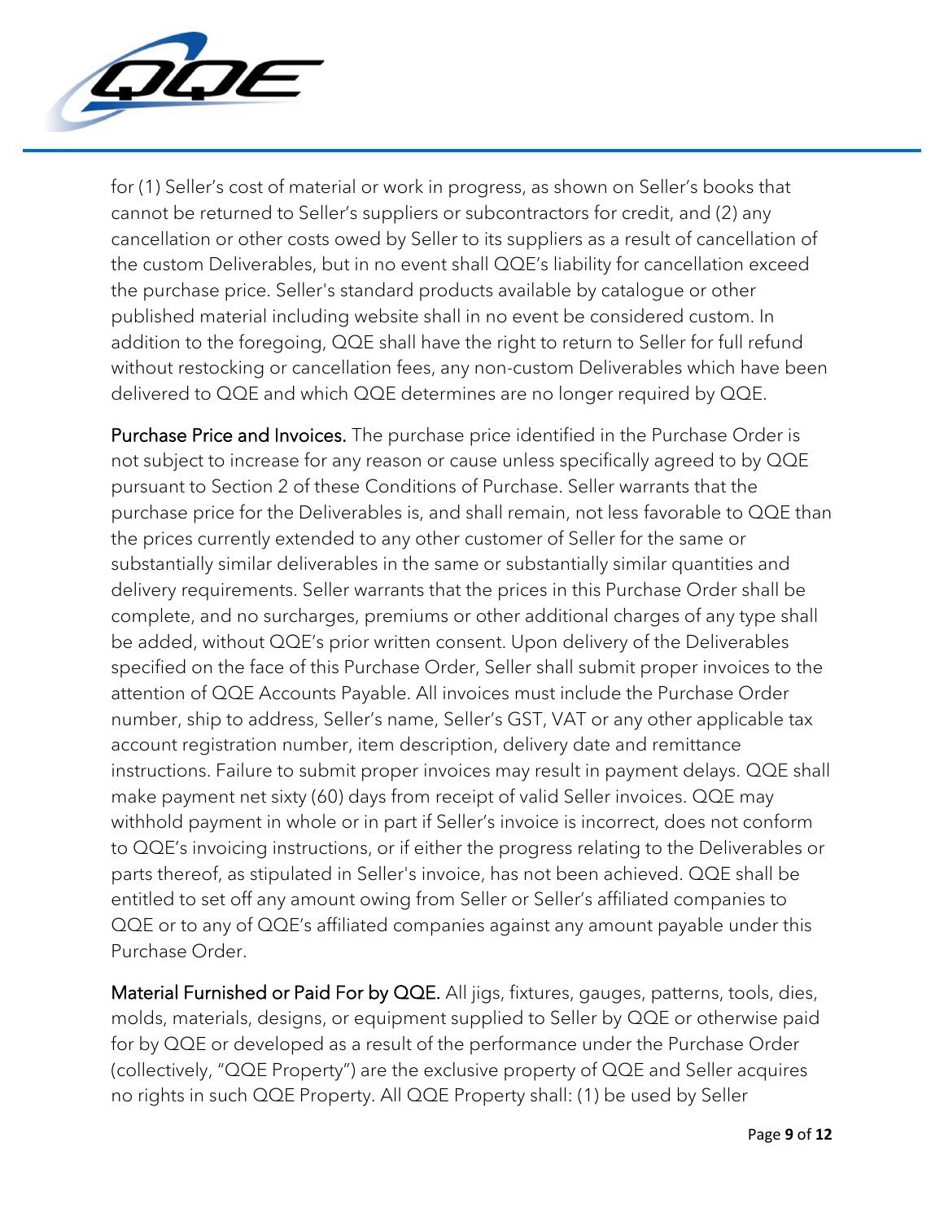for (1) Seller's cost of material or work in progress, as shown on Seller's books that cannot be returned to Seller's suppliers or subcontractors for credit, and (2) any cancellation or other costs owed by Seller to its suppliers as a result of cancellation of the custom Deliverables, but in no event shall QQE's liability for cancellation exceed the purchase price. Seller's standard products available by catalogue or other published material including website shall in no event be considered custom. In addition to the foregoing, QQE shall have the right to return to Seller for full refund without restocking or cancellation fees, any non-custom Deliverables which have been delivered to QQE and which QQE determines are no longer required by QQE.

**Purchase Price and Invoices.** The purchase price identified in the Purchase Order is not subject to increase for any reason or cause unless specifically agreed to by QQE pursuant to Section 2 of these Conditions of Purchase. Seller warrants that the purchase price for the Deliverables is, and shall remain, not less favorable to QQE than the prices currently extended to any other customer of Seller for the same or substantially similar deliverables in the same or substantially similar quantities and delivery requirements. Seller warrants that the prices in this Purchase Order shall be complete, and no surcharges, premiums or other additional charges of any type shall be added, without QQE's prior written consent. Upon delivery of the Deliverables specified on the face of this Purchase Order, Seller shall submit proper invoices to the attention of QQE Accounts Payable. All invoices must include the Purchase Order number, ship to address, Seller's name, Seller's GST, VAT or any other applicable tax account registration number, item description, delivery date and remittance instructions. Failure to submit proper invoices may result in payment delays. QQE shall make payment net sixty (60) days from receipt of valid Seller invoices. QQE may withhold payment in whole or in part if Seller's invoice is incorrect, does not conform to QQE's invoicing instructions, or if either the progress relating to the Deliverables or parts thereof, as stipulated in Seller's invoice, has not been achieved. QQE shall be entitled to set off any amount owing from Seller or Seller's affiliated companies to QQE or to any of QQE's affiliated companies against any amount payable under this Purchase Order.

**Material Furnished or Paid For by QQE.** All jigs, fixtures, gauges, patterns, tools, dies, molds, materials, designs, or equipment supplied to Seller by QQE or otherwise paid for by QQE or developed as a result of the performance under the Purchase Order (collectively, "QQE Property") are the exclusive property of QQE and Seller acquires no rights in such QQE Property. All QQE Property shall: (1) be used by Seller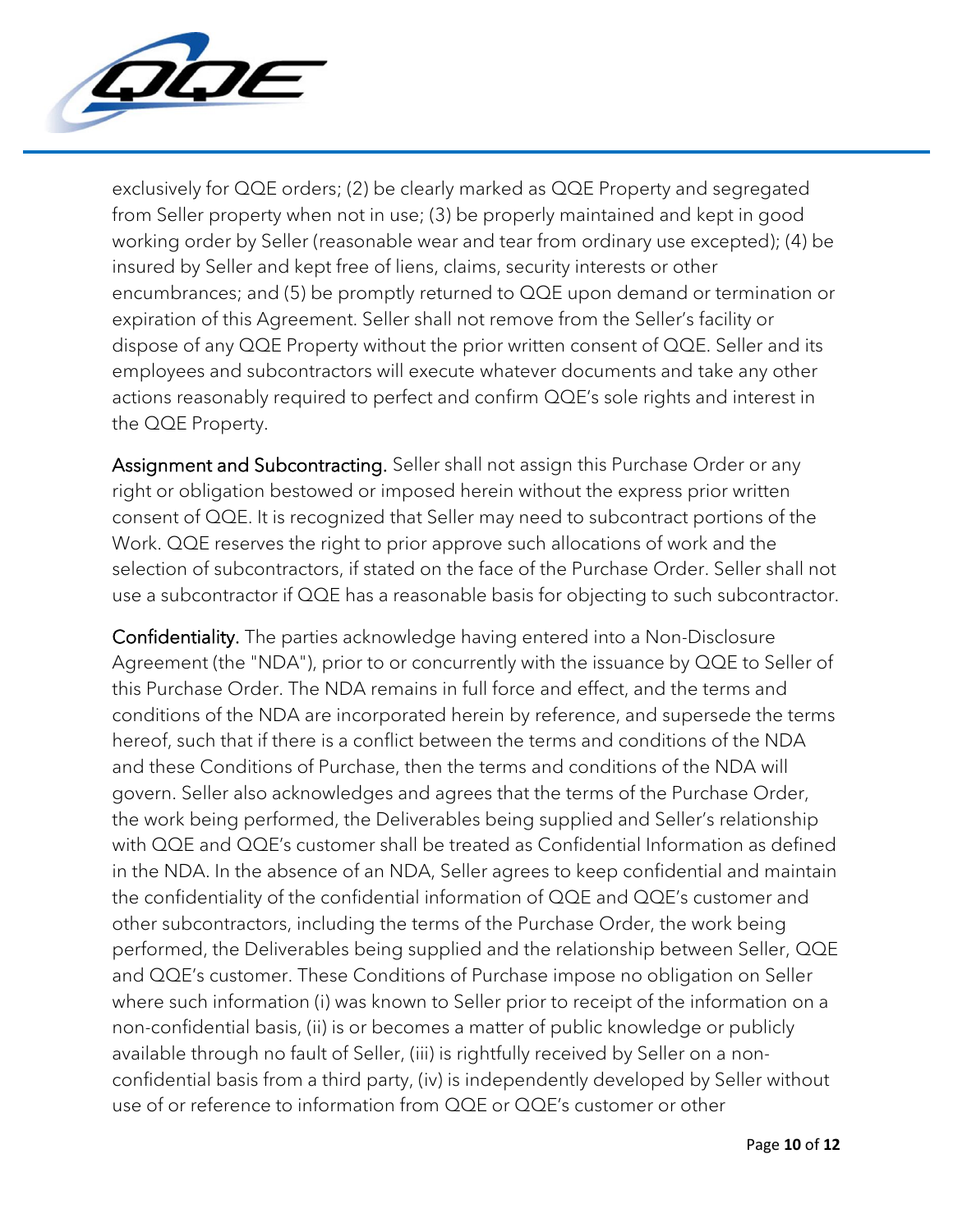exclusively for QQE orders; (2) be clearly marked as QQE Property and segregated from Seller property when not in use; (3) be properly maintained and kept in good working order by Seller (reasonable wear and tear from ordinary use excepted); (4) be insured by Seller and kept free of liens, claims, security interests or other encumbrances; and (5) be promptly returned to QQE upon demand or termination or expiration of this Agreement. Seller shall not remove from the Seller's facility or dispose of any QQE Property without the prior written consent of QQE. Seller and its employees and subcontractors will execute whatever documents and take any other actions reasonably required to perfect and confirm QQE's sole rights and interest in the QQE Property.

**Assignment and Subcontracting.** Seller shall not assign this Purchase Order or any right or obligation bestowed or imposed herein without the express prior written consent of QQE. It is recognized that Seller may need to subcontract portions of the Work. QQE reserves the right to prior approve such allocations of work and the selection of subcontractors, if stated on the face of the Purchase Order. Seller shall not use a subcontractor if QQE has a reasonable basis for objecting to such subcontractor.

**Confidentiality.** The parties acknowledge having entered into a Non-Disclosure Agreement (the "NDA"), prior to or concurrently with the issuance by QQE to Seller of this Purchase Order. The NDA remains in full force and effect, and the terms and conditions of the NDA are incorporated herein by reference, and supersede the terms hereof, such that if there is a conflict between the terms and conditions of the NDA and these Conditions of Purchase, then the terms and conditions of the NDA will govern. Seller also acknowledges and agrees that the terms of the Purchase Order, the work being performed, the Deliverables being supplied and Seller's relationship with QQE and QQE's customer shall be treated as Confidential Information as defined in the NDA. In the absence of an NDA, Seller agrees to keep confidential and maintain the confidentiality of the confidential information of QQE and QQE's customer and other subcontractors, including the terms of the Purchase Order, the work being performed, the Deliverables being supplied and the relationship between Seller, QQE and QQE's customer. These Conditions of Purchase impose no obligation on Seller where such information (i) was known to Seller prior to receipt of the information on a non-confidential basis, (ii) is or becomes a matter of public knowledge or publicly available through no fault of Seller, (iii) is rightfully received by Seller on a non-confidential basis from a third party, (iv) is independently developed by Seller without use of or reference to information from QQE or QQE's customer or other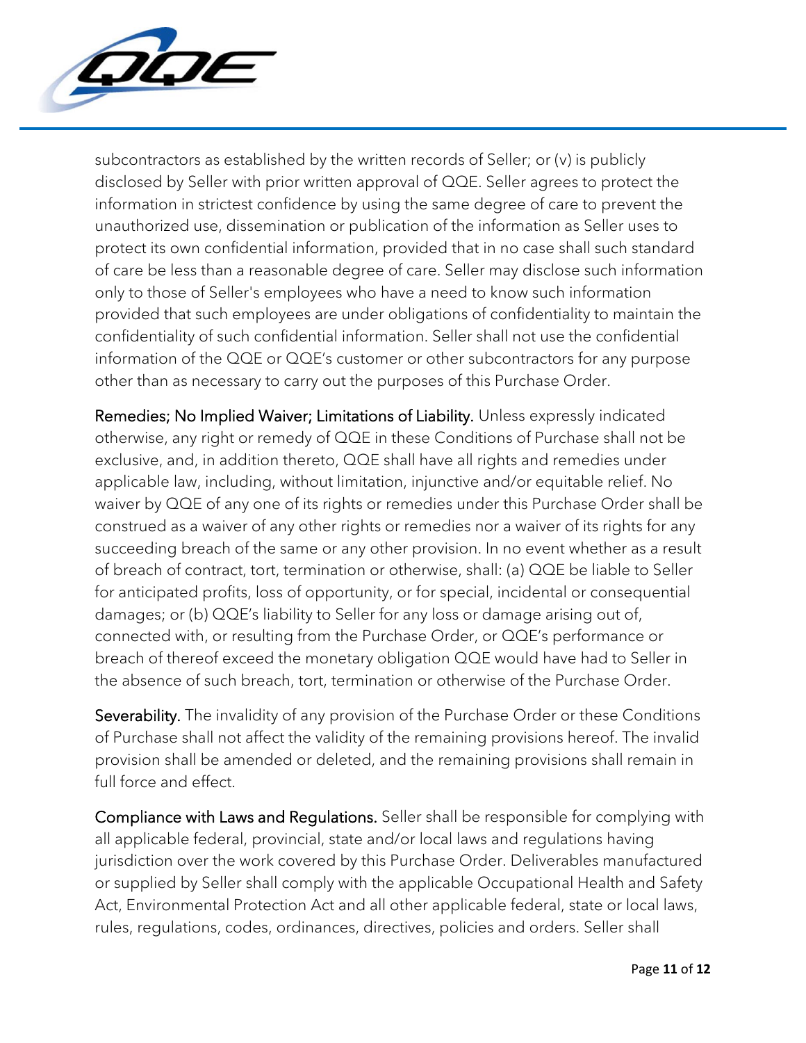subcontractors as established by the written records of Seller; or (v) is publicly disclosed by Seller with prior written approval of QQE. Seller agrees to protect the information in strictest confidence by using the same degree of care to prevent the unauthorized use, dissemination or publication of the information as Seller uses to protect its own confidential information, provided that in no case shall such standard of care be less than a reasonable degree of care. Seller may disclose such information only to those of Seller's employees who have a need to know such information provided that such employees are under obligations of confidentiality to maintain the confidentiality of such confidential information. Seller shall not use the confidential information of the QQE or QQE's customer or other subcontractors for any purpose other than as necessary to carry out the purposes of this Purchase Order.

**Remedies; No Implied Waiver; Limitations of Liability.** Unless expressly indicated otherwise, any right or remedy of QQE in these Conditions of Purchase shall not be exclusive, and, in addition thereto, QQE shall have all rights and remedies under applicable law, including, without limitation, injunctive and/or equitable relief. No waiver by QQE of any one of its rights or remedies under this Purchase Order shall be construed as a waiver of any other rights or remedies nor a waiver of its rights for any succeeding breach of the same or other provision. In no event whether as a result of breach of contract, tort, termination or otherwise, shall: (a) QQE be liable to Seller for anticipated profits, loss of opportunity, or for special, incidental or consequential damages; or (b) QQE's liability to Seller for any loss or damage arising out of, connected with, or resulting from the Purchase Order, or QQE's performance or breach of thereof exceed the monetary obligation QQE would have had to Seller in the absence of such breach, tort, termination or otherwise of the Purchase Order.

**Severability.** The invalidity of any provision of the Purchase Order or these Conditions of Purchase shall not affect the validity of the remaining provisions hereof. The invalid provision shall be amended or deleted, and the remaining provisions shall remain in full force and effect.

**Compliance with Laws and Regulations.** Seller shall be responsible for complying with all applicable federal, provincial, state and/or local laws and regulations having jurisdiction over the work covered by this Purchase Order. Deliverables manufactured or supplied by Seller shall comply with the applicable Occupational Health and Safety Act, Environmental Protection Act and all other applicable federal, state or local laws, rules, regulations, codes, ordinances, directives, policies and orders. Seller shall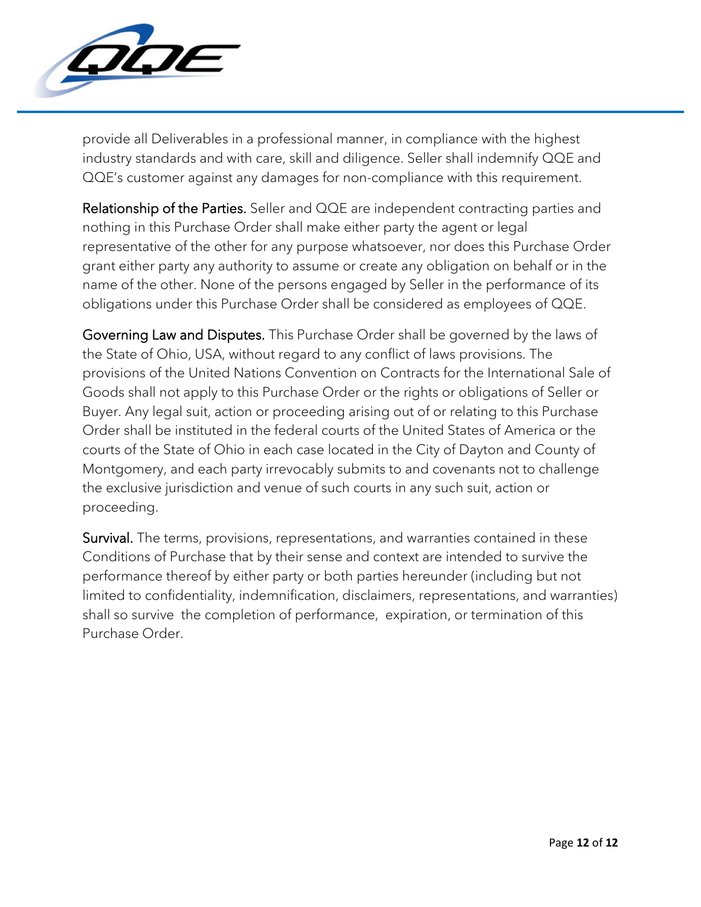provide all Deliverables in a professional manner, in compliance with the highest industry standards and with care, skill and diligence. Seller shall indemnify QQE and QQE's customer against any damages for non-compliance with this requirement.

Relationship of the Parties. Seller and QQE are independent contracting parties and nothing in this Purchase Order shall make either party the agent or legal representative of the other for any purpose whatsoever, nor does this Purchase Order grant either party any authority to assume or create any obligation on behalf or in the name of the other. None of the persons engaged by Seller in the performance of its obligations under this Purchase Order shall be considered as employees of QQE.

Governing Law and Disputes. This Purchase Order shall be governed by the laws of the State of Ohio, USA, without regard to any conflict of laws provisions. The provisions of the United Nations Convention on Contracts for the International Sale of Goods shall not apply to this Purchase Order or the rights or obligations of Seller or Buyer. Any legal suit, action or proceeding arising out of or relating to this Purchase Order shall be instituted in the federal courts of the United States of America or the courts of the State of Ohio in each case located in the City of Dayton and County of Montgomery, and each party irrevocably submits to and covenants not to challenge the exclusive jurisdiction and venue of such courts in any such suit, action or proceeding.

Survival. The terms, provisions, representations, and warranties contained in these Conditions of Purchase that by their sense and context are intended to survive the performance thereof by either party or both parties hereunder (including but not limited to confidentiality, indemnification, disclaimers, representations, and warranties) shall so survive the completion of performance, expiration, or termination of this Purchase Order.